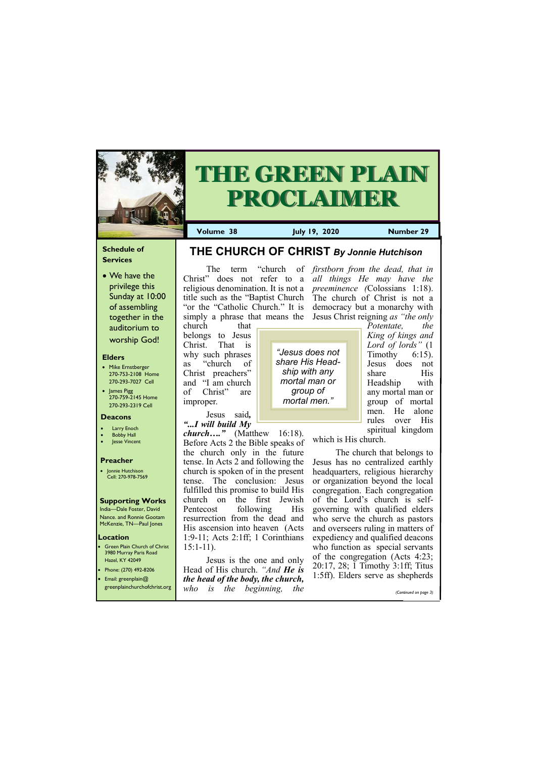# THE GREEN PLAIN PROCLAIMER

**Volume 38** | **July 19, 2020** | **Number 29**

## THE CHURCH OF CHRIST *By Jonnie Hutchison*

The term "church of Christ" does not refer to a religious denomination. It is not a title such as the "Baptist Church "or the "Catholic Church." It is simply a phrase that means the church that belongs to Jesus Christ. That is why such phrases as "church of Christ preachers" and "I am church of Christ" are improper.

Jesus said, ***"...I will build My church…."*** (Matthew 16:18). Before Acts 2 the Bible speaks of the church only in the future tense. In Acts 2 and following the church is spoken of in the present tense. The conclusion: Jesus fulfilled this promise to build His church on the first Jewish Pentecost following His resurrection from the dead and His ascension into heaven (Acts 1:9-11; Acts 2:1ff; 1 Corinthians 15:1-11).

Jesus is the one and only Head of His church. *"And **He is the head of the body, the church,** who is the beginning, the firstborn from the dead, that in all things He may have the preeminence* (Colossians 1:18). The church of Christ is not a democracy but a monarchy with Jesus Christ reigning *as "the only Potentate, the King of kings and Lord of lords"* (1 Timothy 6:15). Jesus does not share His Headship with any mortal man or group of mortal men. He alone rules over His spiritual kingdom which is His church.

> *"Jesus does not share His Headship with any mortal man or group of mortal men."*

The church that belongs to Jesus has no centralized earthly headquarters, religious hierarchy or organization beyond the local congregation. Each congregation of the Lord's church is self-governing with qualified elders who serve the church as pastors and overseers ruling in matters of expediency and qualified deacons who function as special servants of the congregation (Acts 4:23; 20:17, 28; 1 Timothy 3:1ff; Titus 1:5ff). Elders serve as shepherds

*(Continued on page 3)*

---

### Schedule of Services

- We have the privilege this Sunday at 10:00 of assembling together in the auditorium to worship God!

### Elders

- Mike Ernstberger 270-753-2108 Home 270-293-7027 Cell
- James Pigg 270-759-2145 Home 270-293-2319 Cell

### Deacons

- Larry Enoch
- Bobby Hall
- Jesse Vincent

### Preacher

- Jonnie Hutchison Cell: 270-978-7569

### Supporting Works

India—Dale Foster, David Nance. and Ronnie Gootam
McKenzie, TN—Paul Jones

### Location

- Green Plain Church of Christ 3980 Murray Paris Road Hazel, KY 42049
- Phone: (270) 492-8206
- Email: greenplain@greenplainchurchofchrist.org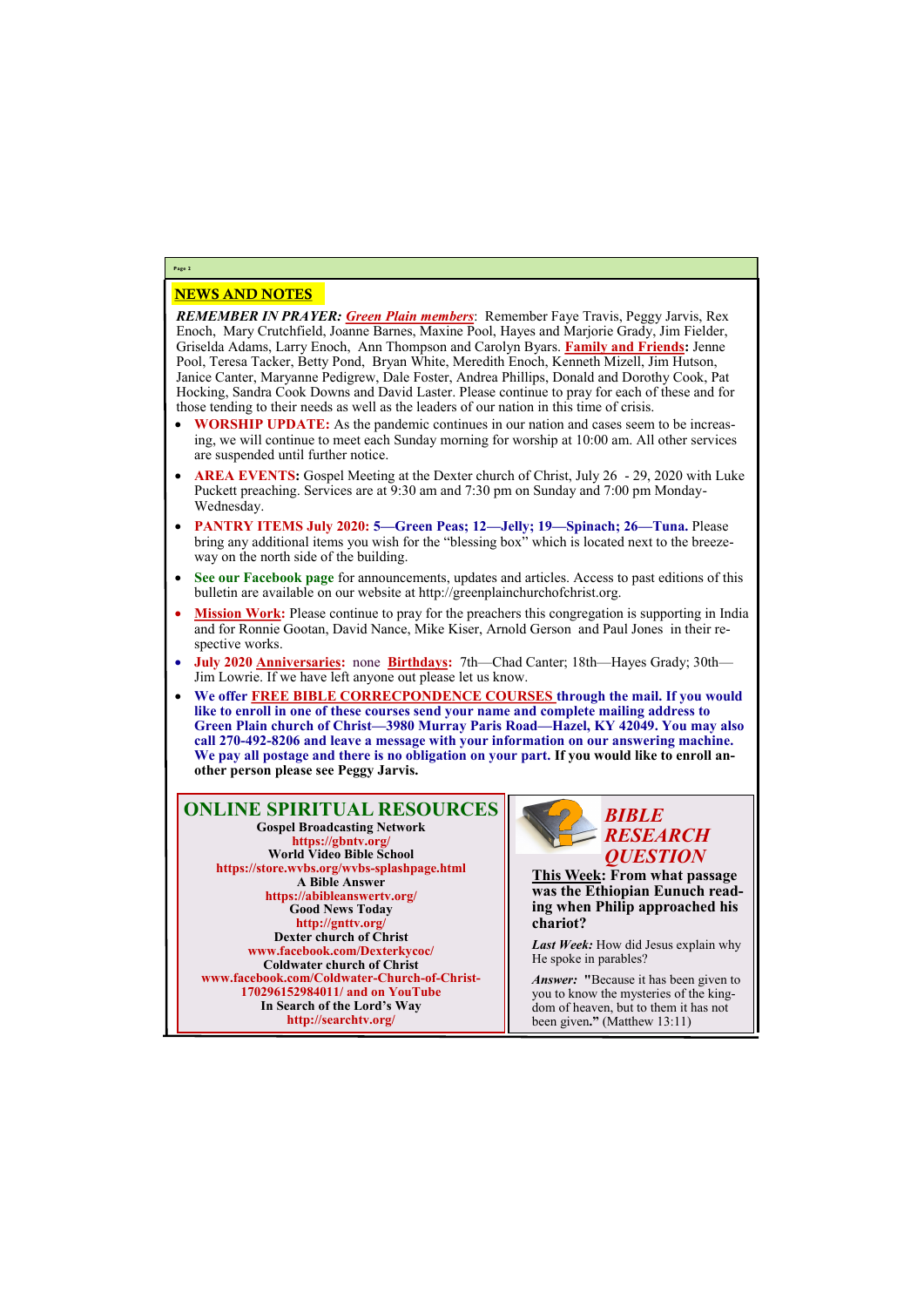## NEWS AND NOTES

***REMEMBER IN PRAYER: Green Plain members***: Remember Faye Travis, Peggy Jarvis, Rex Enoch, Mary Crutchfield, Joanne Barnes, Maxine Pool, Hayes and Marjorie Grady, Jim Fielder, Griselda Adams, Larry Enoch, Ann Thompson and Carolyn Byars. **Family and Friends:** Jenne Pool, Teresa Tacker, Betty Pond, Bryan White, Meredith Enoch, Kenneth Mizell, Jim Hutson, Janice Canter, Maryanne Pedigrew, Dale Foster, Andrea Phillips, Donald and Dorothy Cook, Pat Hocking, Sandra Cook Downs and David Laster. Please continue to pray for each of these and for those tending to their needs as well as the leaders of our nation in this time of crisis.

- **WORSHIP UPDATE:** As the pandemic continues in our nation and cases seem to be increasing, we will continue to meet each Sunday morning for worship at 10:00 am. All other services are suspended until further notice.
- **AREA EVENTS:** Gospel Meeting at the Dexter church of Christ, July 26 - 29, 2020 with Luke Puckett preaching. Services are at 9:30 am and 7:30 pm on Sunday and 7:00 pm Monday-Wednesday.
- **PANTRY ITEMS July 2020: 5—Green Peas; 12—Jelly; 19—Spinach; 26—Tuna.** Please bring any additional items you wish for the "blessing box" which is located next to the breezeway on the north side of the building.
- **See our Facebook page** for announcements, updates and articles. Access to past editions of this bulletin are available on our website at http://greenplainchurchofchrist.org.
- **Mission Work:** Please continue to pray for the preachers this congregation is supporting in India and for Ronnie Gootan, David Nance, Mike Kiser, Arnold Gerson and Paul Jones in their respective works.
- **July 2020 Anniversaries:** none **Birthdays:** 7th—Chad Canter; 18th—Hayes Grady; 30th—Jim Lowrie. If we have left anyone out please let us know.
- **We offer FREE BIBLE CORRECPONDENCE COURSES through the mail. If you would like to enroll in one of these courses send your name and complete mailing address to Green Plain church of Christ—3980 Murray Paris Road—Hazel, KY 42049. You may also call 270-492-8206 and leave a message with your information on our answering machine. We pay all postage and there is no obligation on your part. If you would like to enroll another person please see Peggy Jarvis.**

## ONLINE SPIRITUAL RESOURCES

**Gospel Broadcasting Network**
**https://gbntv.org/**
**World Video Bible School**
**https://store.wvbs.org/wvbs-splashpage.html**
**A Bible Answer**
**https://abibleanswertv.org/**
**Good News Today**
**http://gnttv.org/**
**Dexter church of Christ**
**www.facebook.com/Dexterkycoc/**
**Coldwater church of Christ**
**www.facebook.com/Coldwater-Church-of-Christ-170296152984011/ and on YouTube**
**In Search of the Lord's Way**
**http://searchtv.org/**

## *BIBLE RESEARCH QUESTION*

**This Week: From what passage was the Ethiopian Eunuch reading when Philip approached his chariot?**

***Last Week:*** How did Jesus explain why He spoke in parables?

***Answer:*** **"**Because it has been given to you to know the mysteries of the kingdom of heaven, but to them it has not been given.**"** (Matthew 13:11)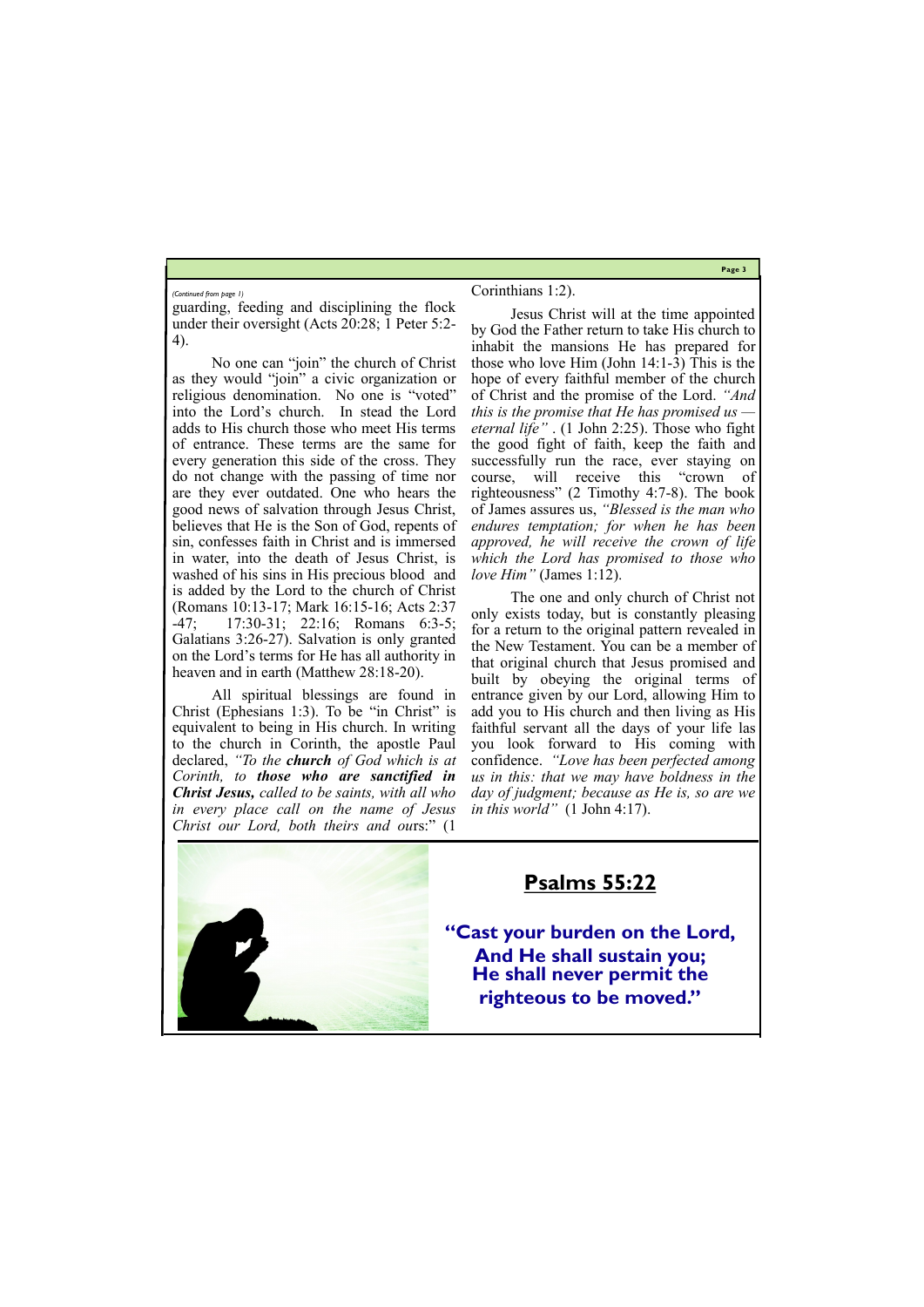*(Continued from page 1)*

guarding, feeding and disciplining the flock under their oversight (Acts 20:28; 1 Peter 5:2-4).

No one can "join" the church of Christ as they would "join" a civic organization or religious denomination. No one is "voted" into the Lord's church. In stead the Lord adds to His church those who meet His terms of entrance. These terms are the same for every generation this side of the cross. They do not change with the passing of time nor are they ever outdated. One who hears the good news of salvation through Jesus Christ, believes that He is the Son of God, repents of sin, confesses faith in Christ and is immersed in water, into the death of Jesus Christ, is washed of his sins in His precious blood and is added by the Lord to the church of Christ (Romans 10:13-17; Mark 16:15-16; Acts 2:37-47; 17:30-31; 22:16; Romans 6:3-5; Galatians 3:26-27). Salvation is only granted on the Lord's terms for He has all authority in heaven and in earth (Matthew 28:18-20).

All spiritual blessings are found in Christ (Ephesians 1:3). To be "in Christ" is equivalent to being in His church. In writing to the church in Corinth, the apostle Paul declared, *"To the **church** of God which is at Corinth, to **those who are sanctified in Christ Jesus,** called to be saints, with all who in every place call on the name of Jesus Christ our Lord, both theirs and ou*rs:" (1 Corinthians 1:2).

Jesus Christ will at the time appointed by God the Father return to take His church to inhabit the mansions He has prepared for those who love Him (John 14:1-3) This is the hope of every faithful member of the church of Christ and the promise of the Lord. *"And this is the promise that He has promised us — eternal life"* . (1 John 2:25). Those who fight the good fight of faith, keep the faith and successfully run the race, ever staying on course, will receive this "crown of righteousness" (2 Timothy 4:7-8). The book of James assures us, *"Blessed is the man who endures temptation; for when he has been approved, he will receive the crown of life which the Lord has promised to those who love Him"* (James 1:12).

The one and only church of Christ not only exists today, but is constantly pleasing for a return to the original pattern revealed in the New Testament. You can be a member of that original church that Jesus promised and built by obeying the original terms of entrance given by our Lord, allowing Him to add you to His church and then living as His faithful servant all the days of your life las you look forward to His coming with confidence. *"Love has been perfected among us in this: that we may have boldness in the day of judgment; because as He is, so are we in this world"* (1 John 4:17).

## Psalms 55:22

**"Cast your burden on the Lord,**
**And He shall sustain you;**
**He shall never permit the righteous to be moved."**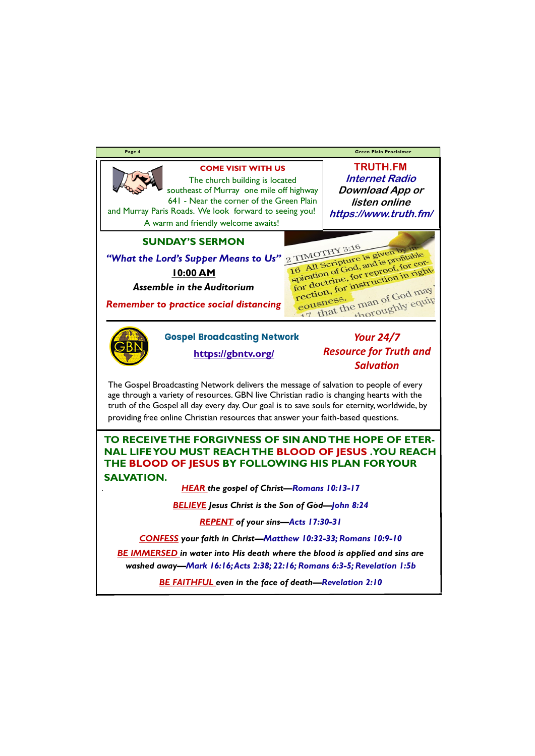## COME VISIT WITH US

The church building is located southeast of Murray one mile off highway 641 - Near the corner of the Green Plain and Murray Paris Roads. We look forward to seeing you! A warm and friendly welcome awaits!

## TRUTH.FM

***Internet Radio***

***Download App or listen online***

***https://www.truth.fm/***

## SUNDAY'S SERMON

***"What the Lord's Supper Means to Us"***

**10:00 AM**

***Assemble in the Auditorium***

***Remember to practice social distancing***

## Gospel Broadcasting Network

**https://gbntv.org/**

***Your 24/7 Resource for Truth and Salvation***

The Gospel Broadcasting Network delivers the message of salvation to people of every age through a variety of resources. GBN live Christian radio is changing hearts with the truth of the Gospel all day every day. Our goal is to save souls for eternity, worldwide, by providing free online Christian resources that answer your faith-based questions.

## TO RECEIVE THE FORGIVNESS OF SIN AND THE HOPE OF ETERNAL LIFE YOU MUST REACH THE BLOOD OF JESUS .YOU REACH THE BLOOD OF JESUS BY FOLLOWING HIS PLAN FOR YOUR SALVATION.

***HEAR the gospel of Christ—Romans 10:13-17***

***BELIEVE Jesus Christ is the Son of God—John 8:24***

***REPENT of your sins—Acts 17:30-31***

***CONFESS your faith in Christ—Matthew 10:32-33; Romans 10:9-10***

***BE IMMERSED in water into His death where the blood is applied and sins are washed away—Mark 16:16; Acts 2:38; 22:16; Romans 6:3-5; Revelation 1:5b***

***BE FAITHFUL even in the face of death—Revelation 2:10***